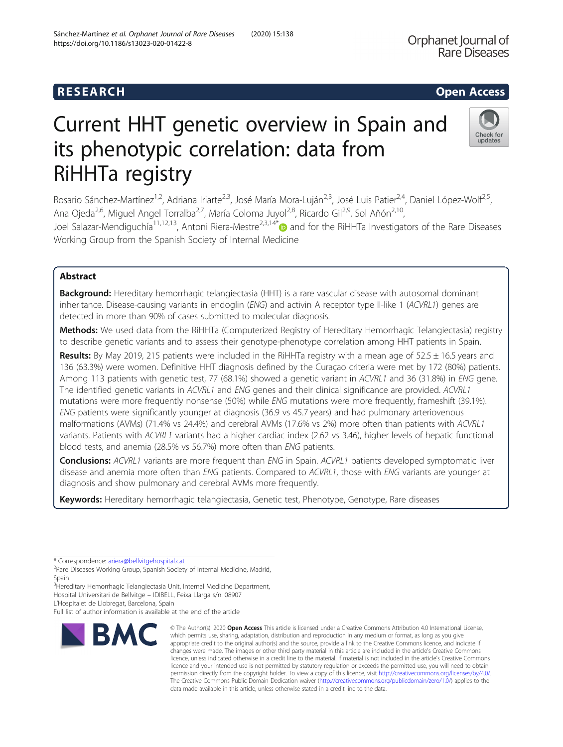RESEARCH Open Access

# Current HHT genetic overview in Spain and its phenotypic correlation: data from RiHHTa registry

Rosario Sánchez-Martínez[1,2], Adriana Iriarte[2,3], José María Mora-Luján[2,3], José Luis Patier[2,4], Daniel López-Wolf[2,5], Ana Ojeda[2,6], Miguel Angel Torralba[2,7], María Coloma Juyol[2,8], Ricardo Gil[2,9], Sol Añón[2,10], Joel Salazar-Mendiguchía[11,12,13], Antoni Riera-Mestre[2,3,14*] and for the RiHHTa Investigators of the Rare Diseases Working Group from the Spanish Society of Internal Medicine

## Abstract

**Background:** Hereditary hemorrhagic telangiectasia (HHT) is a rare vascular disease with autosomal dominant inheritance. Disease-causing variants in endoglin (*ENG*) and activin A receptor type II-like 1 (*ACVRL1*) genes are detected in more than 90% of cases submitted to molecular diagnosis.

**Methods:** We used data from the RiHHTa (Computerized Registry of Hereditary Hemorrhagic Telangiectasia) registry to describe genetic variants and to assess their genotype-phenotype correlation among HHT patients in Spain.

**Results:** By May 2019, 215 patients were included in the RiHHTa registry with a mean age of 52.5 ± 16.5 years and 136 (63.3%) were women. Definitive HHT diagnosis defined by the Curaçao criteria were met by 172 (80%) patients. Among 113 patients with genetic test, 77 (68.1%) showed a genetic variant in *ACVRL1* and 36 (31.8%) in *ENG* gene. The identified genetic variants in *ACVRL1* and *ENG* genes and their clinical significance are provided. *ACVRL1* mutations were more frequently nonsense (50%) while *ENG* mutations were more frequently, frameshift (39.1%). *ENG* patients were significantly younger at diagnosis (36.9 vs 45.7 years) and had pulmonary arteriovenous malformations (AVMs) (71.4% vs 24.4%) and cerebral AVMs (17.6% vs 2%) more often than patients with *ACVRL1* variants. Patients with *ACVRL1* variants had a higher cardiac index (2.62 vs 3.46), higher levels of hepatic functional blood tests, and anemia (28.5% vs 56.7%) more often than *ENG* patients.

**Conclusions:** *ACVRL1* variants are more frequent than *ENG* in Spain. *ACVRL1* patients developed symptomatic liver disease and anemia more often than *ENG* patients. Compared to *ACVRL1*, those with *ENG* variants are younger at diagnosis and show pulmonary and cerebral AVMs more frequently.

**Keywords:** Hereditary hemorrhagic telangiectasia, Genetic test, Phenotype, Genotype, Rare diseases

\* Correspondence: ariera@bellvitgehospital.cat
[2]Rare Diseases Working Group, Spanish Society of Internal Medicine, Madrid, Spain
[3]Hereditary Hemorrhagic Telangiectasia Unit, Internal Medicine Department, Hospital Universitari de Bellvitge – IDIBELL, Feixa Llarga s/n. 08907 L'Hospitalet de Llobregat, Barcelona, Spain
Full list of author information is available at the end of the article

© The Author(s). 2020 **Open Access** This article is licensed under a Creative Commons Attribution 4.0 International License, which permits use, sharing, adaptation, distribution and reproduction in any medium or format, as long as you give appropriate credit to the original author(s) and the source, provide a link to the Creative Commons licence, and indicate if changes were made. The images or other third party material in this article are included in the article's Creative Commons licence, unless indicated otherwise in a credit line to the material. If material is not included in the article's Creative Commons licence and your intended use is not permitted by statutory regulation or exceeds the permitted use, you will need to obtain permission directly from the copyright holder. To view a copy of this licence, visit http://creativecommons.org/licenses/by/4.0/. The Creative Commons Public Domain Dedication waiver (http://creativecommons.org/publicdomain/zero/1.0/) applies to the data made available in this article, unless otherwise stated in a credit line to the data.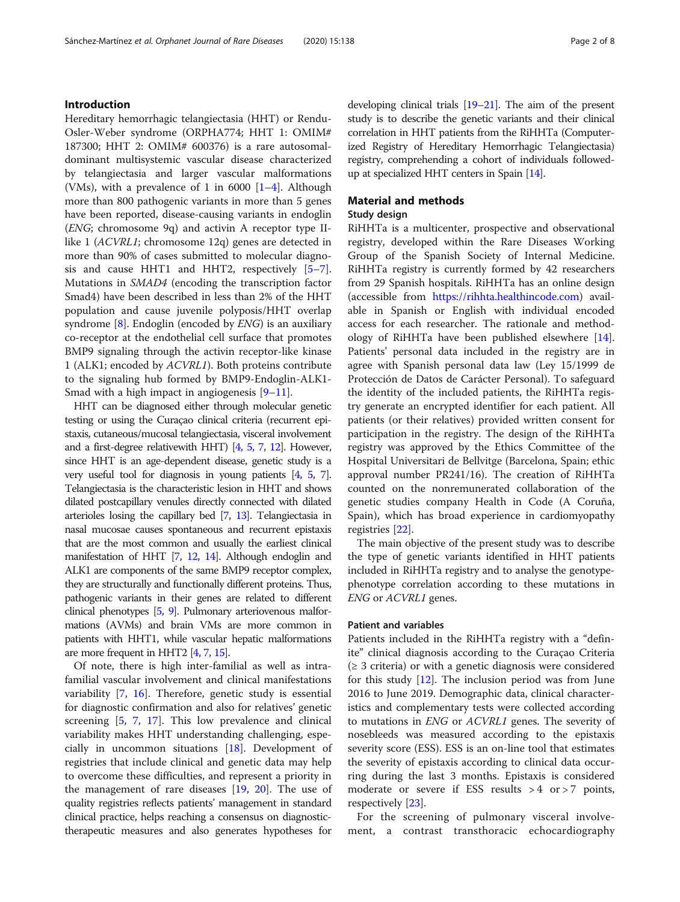## Introduction

Hereditary hemorrhagic telangiectasia (HHT) or Rendu-Osler-Weber syndrome (ORPHA774; HHT 1: OMIM# 187300; HHT 2: OMIM# 600376) is a rare autosomal-dominant multisystemic vascular disease characterized by telangiectasia and larger vascular malformations (VMs), with a prevalence of 1 in 6000 [1–4]. Although more than 800 pathogenic variants in more than 5 genes have been reported, disease-causing variants in endoglin (*ENG*; chromosome 9q) and activin A receptor type II-like 1 (*ACVRL1*; chromosome 12q) genes are detected in more than 90% of cases submitted to molecular diagnosis and cause HHT1 and HHT2, respectively [5–7]. Mutations in *SMAD4* (encoding the transcription factor Smad4) have been described in less than 2% of the HHT population and cause juvenile polyposis/HHT overlap syndrome [8]. Endoglin (encoded by *ENG*) is an auxiliary co-receptor at the endothelial cell surface that promotes BMP9 signaling through the activin receptor-like kinase 1 (ALK1; encoded by *ACVRL1*). Both proteins contribute to the signaling hub formed by BMP9-Endoglin-ALK1-Smad with a high impact in angiogenesis [9–11].

HHT can be diagnosed either through molecular genetic testing or using the Curaçao clinical criteria (recurrent epistaxis, cutaneous/mucosal telangiectasia, visceral involvement and a first-degree relativewith HHT) [4, 5, 7, 12]. However, since HHT is an age-dependent disease, genetic study is a very useful tool for diagnosis in young patients [4, 5, 7]. Telangiectasia is the characteristic lesion in HHT and shows dilated postcapillary venules directly connected with dilated arterioles losing the capillary bed [7, 13]. Telangiectasia in nasal mucosae causes spontaneous and recurrent epistaxis that are the most common and usually the earliest clinical manifestation of HHT [7, 12, 14]. Although endoglin and ALK1 are components of the same BMP9 receptor complex, they are structurally and functionally different proteins. Thus, pathogenic variants in their genes are related to different clinical phenotypes [5, 9]. Pulmonary arteriovenous malformations (AVMs) and brain VMs are more common in patients with HHT1, while vascular hepatic malformations are more frequent in HHT2 [4, 7, 15].

Of note, there is high inter-familial as well as intra-familial vascular involvement and clinical manifestations variability [7, 16]. Therefore, genetic study is essential for diagnostic confirmation and also for relatives' genetic screening [5, 7, 17]. This low prevalence and clinical variability makes HHT understanding challenging, especially in uncommon situations [18]. Development of registries that include clinical and genetic data may help to overcome these difficulties, and represent a priority in the management of rare diseases [19, 20]. The use of quality registries reflects patients' management in standard clinical practice, helps reaching a consensus on diagnostic-therapeutic measures and also generates hypotheses for developing clinical trials [19–21]. The aim of the present study is to describe the genetic variants and their clinical correlation in HHT patients from the RiHHTa (Computerized Registry of Hereditary Hemorrhagic Telangiectasia) registry, comprehending a cohort of individuals followed-up at specialized HHT centers in Spain [14].

## Material and methods

### Study design

RiHHTa is a multicenter, prospective and observational registry, developed within the Rare Diseases Working Group of the Spanish Society of Internal Medicine. RiHHTa registry is currently formed by 42 researchers from 29 Spanish hospitals. RiHHTa has an online design (accessible from https://rihhta.healthincode.com) available in Spanish or English with individual encoded access for each researcher. The rationale and methodology of RiHHTa have been published elsewhere [14]. Patients' personal data included in the registry are in agree with Spanish personal data law (Ley 15/1999 de Protección de Datos de Carácter Personal). To safeguard the identity of the included patients, the RiHHTa registry generate an encrypted identifier for each patient. All patients (or their relatives) provided written consent for participation in the registry. The design of the RiHHTa registry was approved by the Ethics Committee of the Hospital Universitari de Bellvitge (Barcelona, Spain; ethic approval number PR241/16). The creation of RiHHTa counted on the nonremunerated collaboration of the genetic studies company Health in Code (A Coruña, Spain), which has broad experience in cardiomyopathy registries [22].

The main objective of the present study was to describe the type of genetic variants identified in HHT patients included in RiHHTa registry and to analyse the genotype-phenotype correlation according to these mutations in *ENG* or *ACVRL1* genes.

### Patient and variables

Patients included in the RiHHTa registry with a "definite" clinical diagnosis according to the Curaçao Criteria (≥ 3 criteria) or with a genetic diagnosis were considered for this study [12]. The inclusion period was from June 2016 to June 2019. Demographic data, clinical characteristics and complementary tests were collected according to mutations in *ENG* or *ACVRL1* genes. The severity of nosebleeds was measured according to the epistaxis severity score (ESS). ESS is an on-line tool that estimates the severity of epistaxis according to clinical data occurring during the last 3 months. Epistaxis is considered moderate or severe if ESS results > 4 or > 7 points, respectively [23].

For the screening of pulmonary visceral involvement, a contrast transthoracic echocardiography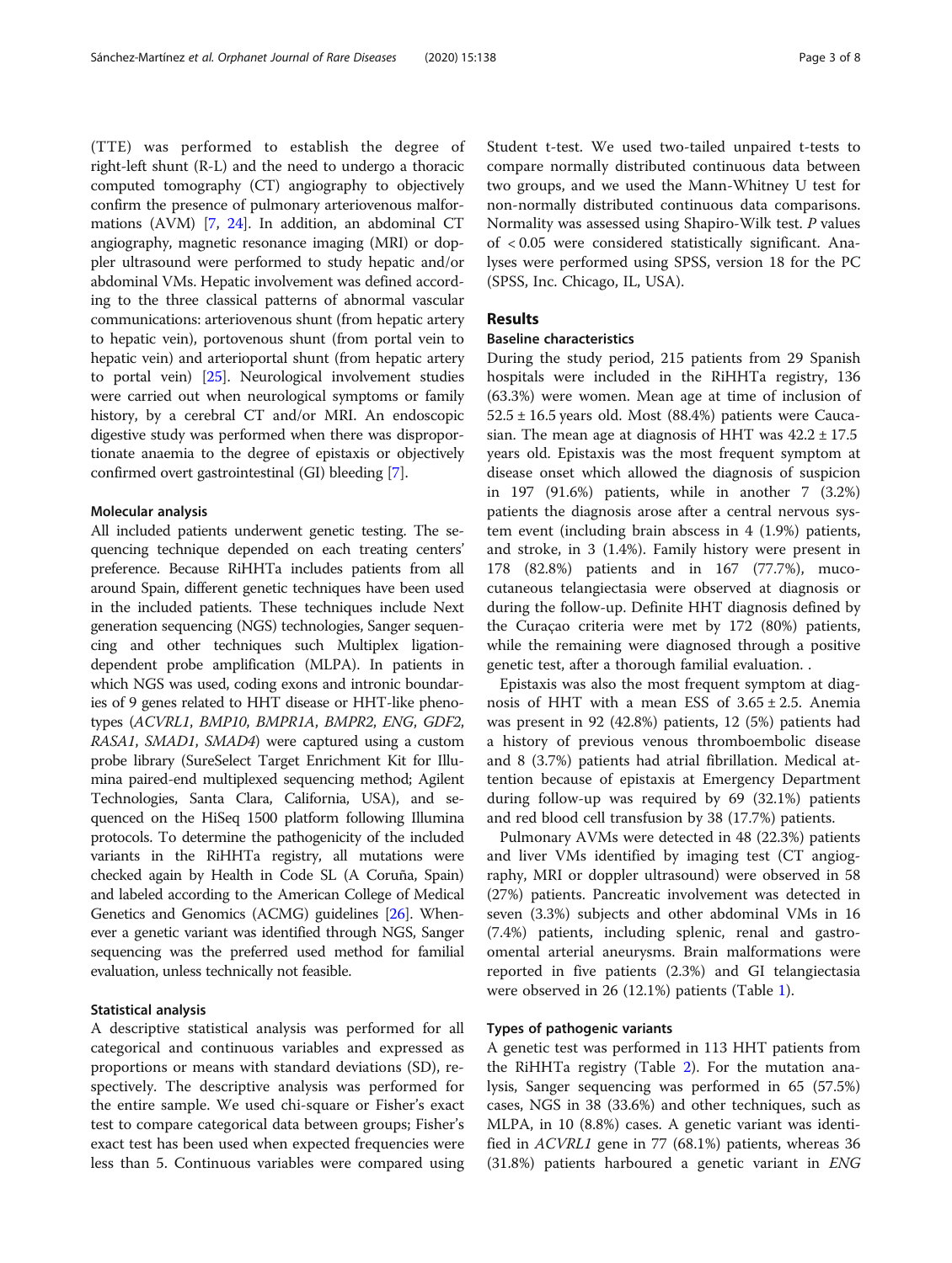(TTE) was performed to establish the degree of right-left shunt (R-L) and the need to undergo a thoracic computed tomography (CT) angiography to objectively confirm the presence of pulmonary arteriovenous malformations (AVM) [7, 24]. In addition, an abdominal CT angiography, magnetic resonance imaging (MRI) or doppler ultrasound were performed to study hepatic and/or abdominal VMs. Hepatic involvement was defined according to the three classical patterns of abnormal vascular communications: arteriovenous shunt (from hepatic artery to hepatic vein), portovenous shunt (from portal vein to hepatic vein) and arterioportal shunt (from hepatic artery to portal vein) [25]. Neurological involvement studies were carried out when neurological symptoms or family history, by a cerebral CT and/or MRI. An endoscopic digestive study was performed when there was disproportionate anaemia to the degree of epistaxis or objectively confirmed overt gastrointestinal (GI) bleeding [7].

### Molecular analysis

All included patients underwent genetic testing. The sequencing technique depended on each treating centers' preference. Because RiHHTa includes patients from all around Spain, different genetic techniques have been used in the included patients. These techniques include Next generation sequencing (NGS) technologies, Sanger sequencing and other techniques such Multiplex ligation-dependent probe amplification (MLPA). In patients in which NGS was used, coding exons and intronic boundaries of 9 genes related to HHT disease or HHT-like phenotypes (*ACVRL1*, *BMP10*, *BMPR1A*, *BMPR2*, *ENG*, *GDF2*, *RASA1*, *SMAD1*, *SMAD4*) were captured using a custom probe library (SureSelect Target Enrichment Kit for Illumina paired-end multiplexed sequencing method; Agilent Technologies, Santa Clara, California, USA), and sequenced on the HiSeq 1500 platform following Illumina protocols. To determine the pathogenicity of the included variants in the RiHHTa registry, all mutations were checked again by Health in Code SL (A Coruña, Spain) and labeled according to the American College of Medical Genetics and Genomics (ACMG) guidelines [26]. Whenever a genetic variant was identified through NGS, Sanger sequencing was the preferred used method for familial evaluation, unless technically not feasible.

### Statistical analysis

A descriptive statistical analysis was performed for all categorical and continuous variables and expressed as proportions or means with standard deviations (SD), respectively. The descriptive analysis was performed for the entire sample. We used chi-square or Fisher's exact test to compare categorical data between groups; Fisher's exact test has been used when expected frequencies were less than 5. Continuous variables were compared using Student t-test. We used two-tailed unpaired t-tests to compare normally distributed continuous data between two groups, and we used the Mann-Whitney U test for non-normally distributed continuous data comparisons. Normality was assessed using Shapiro-Wilk test. *P* values of $< 0.05$ were considered statistically significant. Analyses were performed using SPSS, version 18 for the PC (SPSS, Inc. Chicago, IL, USA).

## Results

### Baseline characteristics

During the study period, 215 patients from 29 Spanish hospitals were included in the RiHHTa registry, 136 (63.3%) were women. Mean age at time of inclusion of $52.5 \pm 16.5$ years old. Most (88.4%) patients were Caucasian. The mean age at diagnosis of HHT was $42.2 \pm 17.5$ years old. Epistaxis was the most frequent symptom at disease onset which allowed the diagnosis of suspicion in 197 (91.6%) patients, while in another 7 (3.2%) patients the diagnosis arose after a central nervous system event (including brain abscess in 4 (1.9%) patients, and stroke, in 3 (1.4%). Family history were present in 178 (82.8%) patients and in 167 (77.7%), mucocutaneous telangiectasia were observed at diagnosis or during the follow-up. Definite HHT diagnosis defined by the Curaçao criteria were met by 172 (80%) patients, while the remaining were diagnosed through a positive genetic test, after a thorough familial evaluation. .

Epistaxis was also the most frequent symptom at diagnosis of HHT with a mean ESS of $3.65 \pm 2.5$. Anemia was present in 92 (42.8%) patients, 12 (5%) patients had a history of previous venous thromboembolic disease and 8 (3.7%) patients had atrial fibrillation. Medical attention because of epistaxis at Emergency Department during follow-up was required by 69 (32.1%) patients and red blood cell transfusion by 38 (17.7%) patients.

Pulmonary AVMs were detected in 48 (22.3%) patients and liver VMs identified by imaging test (CT angiography, MRI or doppler ultrasound) were observed in 58 (27%) patients. Pancreatic involvement was detected in seven (3.3%) subjects and other abdominal VMs in 16 (7.4%) patients, including splenic, renal and gastro-omental arterial aneurysms. Brain malformations were reported in five patients (2.3%) and GI telangiectasia were observed in 26 (12.1%) patients (Table 1).

### Types of pathogenic variants

A genetic test was performed in 113 HHT patients from the RiHHTa registry (Table 2). For the mutation analysis, Sanger sequencing was performed in 65 (57.5%) cases, NGS in 38 (33.6%) and other techniques, such as MLPA, in 10 (8.8%) cases. A genetic variant was identified in *ACVRL1* gene in 77 (68.1%) patients, whereas 36 (31.8%) patients harboured a genetic variant in *ENG*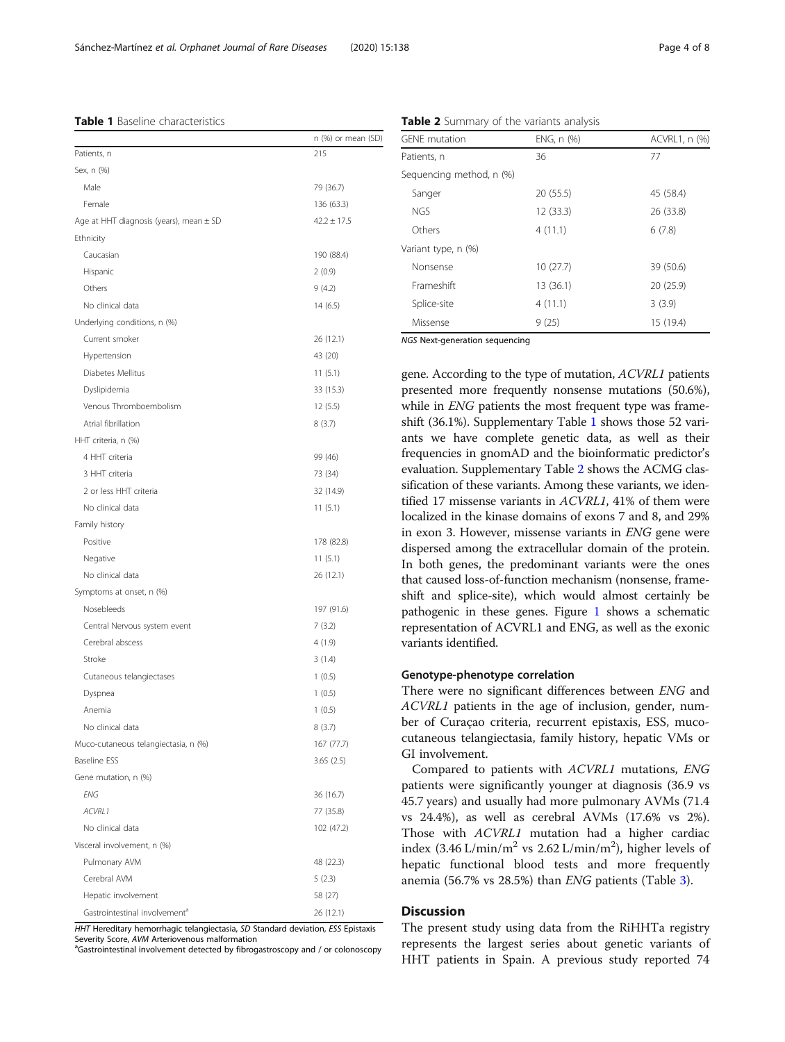**Table 1** Baseline characteristics

| | n (%) or mean (SD) |
|---|---|
| Patients, n | 215 |
| Sex, n (%) | |
| Male | 79 (36.7) |
| Female | 136 (63.3) |
| Age at HHT diagnosis (years), mean ± SD | 42.2 ± 17.5 |
| Ethnicity | |
| Caucasian | 190 (88.4) |
| Hispanic | 2 (0.9) |
| Others | 9 (4.2) |
| No clinical data | 14 (6.5) |
| Underlying conditions, n (%) | |
| Current smoker | 26 (12.1) |
| Hypertension | 43 (20) |
| Diabetes Mellitus | 11 (5.1) |
| Dyslipidemia | 33 (15.3) |
| Venous Thromboembolism | 12 (5.5) |
| Atrial fibrillation | 8 (3.7) |
| HHT criteria, n (%) | |
| 4 HHT criteria | 99 (46) |
| 3 HHT criteria | 73 (34) |
| 2 or less HHT criteria | 32 (14.9) |
| No clinical data | 11 (5.1) |
| Family history | |
| Positive | 178 (82.8) |
| Negative | 11 (5.1) |
| No clinical data | 26 (12.1) |
| Symptoms at onset, n (%) | |
| Nosebleeds | 197 (91.6) |
| Central Nervous system event | 7 (3.2) |
| Cerebral abscess | 4 (1.9) |
| Stroke | 3 (1.4) |
| Cutaneous telangiectases | 1 (0.5) |
| Dyspnea | 1 (0.5) |
| Anemia | 1 (0.5) |
| No clinical data | 8 (3.7) |
| Muco-cutaneous telangiectasia, n (%) | 167 (77.7) |
| Baseline ESS | 3.65 (2.5) |
| Gene mutation, n (%) | |
| *ENG* | 36 (16.7) |
| *ACVRL1* | 77 (35.8) |
| No clinical data | 102 (47.2) |
| Visceral involvement, n (%) | |
| Pulmonary AVM | 48 (22.3) |
| Cerebral AVM | 5 (2.3) |
| Hepatic involvement | 58 (27) |
| Gastrointestinal involvement[a] | 26 (12.1) |

*HHT* Hereditary hemorrhagic telangiectasia, *SD* Standard deviation, *ESS* Epistaxis Severity Score, *AVM* Arteriovenous malformation
[a]Gastrointestinal involvement detected by fibrogastroscopy and / or colonoscopy

**Table 2** Summary of the variants analysis

| GENE mutation | ENG, n (%) | ACVRL1, n (%) |
|---|---|---|
| Patients, n | 36 | 77 |
| Sequencing method, n (%) | | |
| Sanger | 20 (55.5) | 45 (58.4) |
| NGS | 12 (33.3) | 26 (33.8) |
| Others | 4 (11.1) | 6 (7.8) |
| Variant type, n (%) | | |
| Nonsense | 10 (27.7) | 39 (50.6) |
| Frameshift | 13 (36.1) | 20 (25.9) |
| Splice-site | 4 (11.1) | 3 (3.9) |
| Missense | 9 (25) | 15 (19.4) |

*NGS* Next-generation sequencing

gene. According to the type of mutation, *ACVRL1* patients presented more frequently nonsense mutations (50.6%), while in *ENG* patients the most frequent type was frameshift (36.1%). Supplementary Table 1 shows those 52 variants we have complete genetic data, as well as their frequencies in gnomAD and the bioinformatic predictor's evaluation. Supplementary Table 2 shows the ACMG classification of these variants. Among these variants, we identified 17 missense variants in *ACVRL1*, 41% of them were localized in the kinase domains of exons 7 and 8, and 29% in exon 3. However, missense variants in *ENG* gene were dispersed among the extracellular domain of the protein. In both genes, the predominant variants were the ones that caused loss-of-function mechanism (nonsense, frameshift and splice-site), which would almost certainly be pathogenic in these genes. Figure 1 shows a schematic representation of ACVRL1 and ENG, as well as the exonic variants identified.

### Genotype-phenotype correlation

There were no significant differences between *ENG* and *ACVRL1* patients in the age of inclusion, gender, number of Curaçao criteria, recurrent epistaxis, ESS, mucocutaneous telangiectasia, family history, hepatic VMs or GI involvement.

Compared to patients with *ACVRL1* mutations, *ENG* patients were significantly younger at diagnosis (36.9 vs 45.7 years) and usually had more pulmonary AVMs (71.4 vs 24.4%), as well as cerebral AVMs (17.6% vs 2%). Those with *ACVRL1* mutation had a higher cardiac index (3.46 L/min/m$^2$ vs 2.62 L/min/m$^2$), higher levels of hepatic functional blood tests and more frequently anemia (56.7% vs 28.5%) than *ENG* patients (Table 3).

## Discussion

The present study using data from the RiHHTa registry represents the largest series about genetic variants of HHT patients in Spain. A previous study reported 74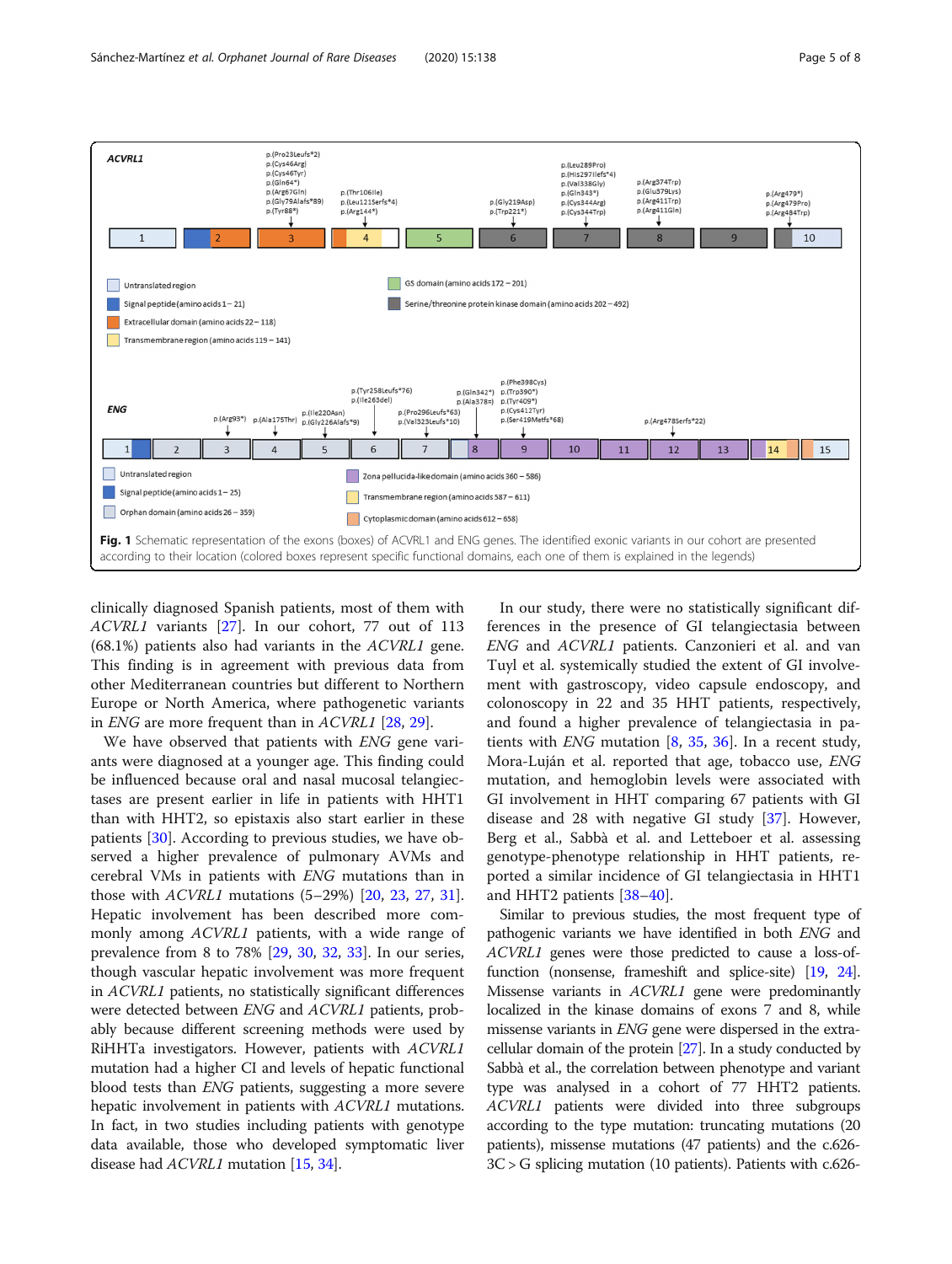**Fig. 1** Schematic representation of the exons (boxes) of ACVRL1 and ENG genes. The identified exonic variants in our cohort are presented according to their location (colored boxes represent specific functional domains, each one of them is explained in the legends)

clinically diagnosed Spanish patients, most of them with *ACVRL1* variants [27]. In our cohort, 77 out of 113 (68.1%) patients also had variants in the *ACVRL1* gene. This finding is in agreement with previous data from other Mediterranean countries but different to Northern Europe or North America, where pathogenetic variants in *ENG* are more frequent than in *ACVRL1* [28, 29].

We have observed that patients with *ENG* gene variants were diagnosed at a younger age. This finding could be influenced because oral and nasal mucosal telangiectases are present earlier in life in patients with HHT1 than with HHT2, so epistaxis also start earlier in these patients [30]. According to previous studies, we have observed a higher prevalence of pulmonary AVMs and cerebral VMs in patients with *ENG* mutations than in those with *ACVRL1* mutations (5–29%) [20, 23, 27, 31]. Hepatic involvement has been described more commonly among *ACVRL1* patients, with a wide range of prevalence from 8 to 78% [29, 30, 32, 33]. In our series, though vascular hepatic involvement was more frequent in *ACVRL1* patients, no statistically significant differences were detected between *ENG* and *ACVRL1* patients, probably because different screening methods were used by RiHHTa investigators. However, patients with *ACVRL1* mutation had a higher CI and levels of hepatic function blood tests than *ENG* patients, suggesting a more severe hepatic involvement in patients with *ACVRL1* mutations. In fact, in two studies including patients with genotype data available, those who developed symptomatic liver disease had *ACVRL1* mutation [15, 34].

In our study, there were no statistically significant differences in the presence of GI telangiectasia between *ENG* and *ACVRL1* patients. Canzonieri et al. and van Tuyl et al. systematically studied the extent of GI involvement with gastroscopy, video capsule endoscopy, and colonoscopy in 22 and 35 HHT patients, respectively, and found a higher prevalence of telangiectasia in patients with *ENG* mutation [8, 35, 36]. In a recent study, Mora-Luján et al. reported that age, tobacco use, *ENG* mutation, and hemoglobin levels were associated with GI involvement in HHT comparing 67 patients with GI disease and 28 with negative GI study [37]. However, Berg et al., Sabbà et al. and Letteboer et al. assessing genotype-phenotype relationship in HHT patients, reported a similar incidence of GI telangiectasia in HHT1 and HHT2 patients [38–40].

Similar to previous studies, the most frequent type of pathogenic variants we have identified in both *ENG* and *ACVRL1* genes were those predicted to cause a loss-of-function (nonsense, frameshift and splice-site) [19, 24]. Missense variants in *ACVRL1* gene were predominantly localized in the kinase domains of exons 7 and 8, while missense variants in *ENG* gene were dispersed in the extracellular domain of the protein [27]. In a study conducted by Sabbà et al., the correlation between phenotype and variant type was analysed in a cohort of 77 HHT2 patients. *ACVRL1* patients were divided into three subgroups according to the type mutation: truncating mutations (20 patients), missense mutations (47 patients) and the c.626-3C > G splicing mutation (10 patients). Patients with c.626-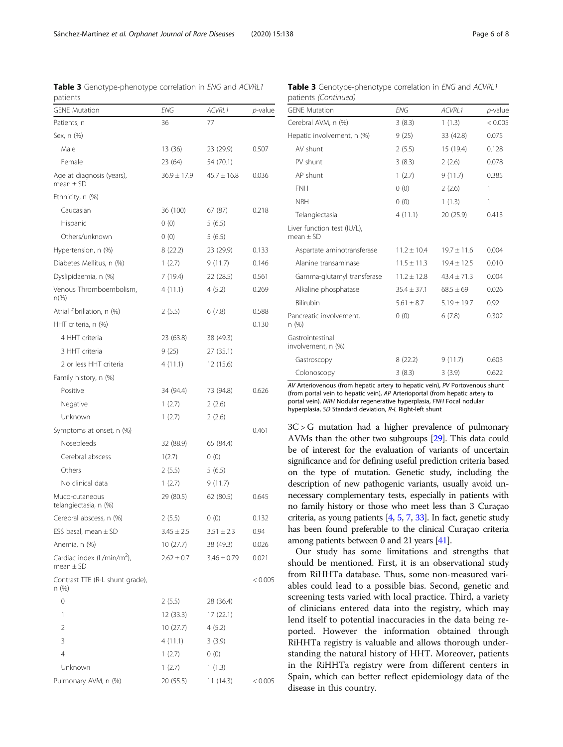**Table 3** Genotype-phenotype correlation in *ENG* and *ACVRL1* patients

| GENE Mutation | *ENG* | *ACVRL1* | *p*-value |
|---|---|---|---|
| Patients, n | 36 | 77 | |
| Sex, n (%) | | | |
| Male | 13 (36) | 23 (29.9) | 0.507 |
| Female | 23 (64) | 54 (70.1) | |
| Age at diagnosis (years), mean ± SD | 36.9 ± 17.9 | 45.7 ± 16.8 | 0.036 |
| Ethnicity, n (%) | | | |
| Caucasian | 36 (100) | 67 (87) | 0.218 |
| Hispanic | 0 (0) | 5 (6.5) | |
| Others/unknown | 0 (0) | 5 (6.5) | |
| Hypertension, n (%) | 8 (22.2) | 23 (29.9) | 0.133 |
| Diabetes Mellitus, n (%) | 1 (2.7) | 9 (11.7) | 0.146 |
| Dyslipidaemia, n (%) | 7 (19.4) | 22 (28.5) | 0.561 |
| Venous Thromboembolism, n(%) | 4 (11.1) | 4 (5.2) | 0.269 |
| Atrial fibrillation, n (%) | 2 (5.5) | 6 (7.8) | 0.588 |
| HHT criteria, n (%) | | | 0.130 |
| 4 HHT criteria | 23 (63.8) | 38 (49.3) | |
| 3 HHT criteria | 9 (25) | 27 (35.1) | |
| 2 or less HHT criteria | 4 (11.1) | 12 (15.6) | |
| Family history, n (%) | | | |
| Positive | 34 (94.4) | 73 (94.8) | 0.626 |
| Negative | 1 (2.7) | 2 (2.6) | |
| Unknown | 1 (2.7) | 2 (2.6) | |
| Symptoms at onset, n (%) | | | 0.461 |
| Nosebleeds | 32 (88.9) | 65 (84.4) | |
| Cerebral abscess | 1(2.7) | 0 (0) | |
| Others | 2 (5.5) | 5 (6.5) | |
| No clinical data | 1 (2.7) | 9 (11.7) | |
| Muco-cutaneous telangiectasia, n (%) | 29 (80.5) | 62 (80.5) | 0.645 |
| Cerebral abscess, n (%) | 2 (5.5) | 0 (0) | 0.132 |
| ESS basal, mean ± SD | 3.45 ± 2.5 | 3.51 ± 2.3 | 0.94 |
| Anemia, n (%) | 10 (27.7) | 38 (49.3) | 0.026 |
| Cardiac index (L/min/m$^2$), mean ± SD | 2.62 ± 0.7 | 3.46 ± 0.79 | 0.021 |
| Contrast TTE (R-L shunt grade), n (%) | | | < 0.005 |
| 0 | 2 (5.5) | 28 (36.4) | |
| 1 | 12 (33.3) | 17 (22.1) | |
| 2 | 10 (27.7) | 4 (5.2) | |
| 3 | 4 (11.1) | 3 (3.9) | |
| 4 | 1 (2.7) | 0 (0) | |
| Unknown | 1 (2.7) | 1 (1.3) | |
| Pulmonary AVM, n (%) | 20 (55.5) | 11 (14.3) | < 0.005 |
| Cerebral AVM, n (%) | 3 (8.3) | 1 (1.3) | < 0.005 |
| Hepatic involvement, n (%) | 9 (25) | 33 (42.8) | 0.075 |
| AV shunt | 2 (5.5) | 15 (19.4) | 0.128 |
| PV shunt | 3 (8.3) | 2 (2.6) | 0.078 |
| AP shunt | 1 (2.7) | 9 (11.7) | 0.385 |
| FNH | 0 (0) | 2 (2.6) | 1 |
| NRH | 0 (0) | 1 (1.3) | 1 |
| Telangiectasia | 4 (11.1) | 20 (25.9) | 0.413 |
| Liver function test (IU/L), mean ± SD | | | |
| Aspartate aminotransferase | 11.2 ± 10.4 | 19.7 ± 11.6 | 0.004 |
| Alanine transaminase | 11.5 ± 11.3 | 19.4 ± 12.5 | 0.010 |
| Gamma-glutamyl transferase | 11.2 ± 12.8 | 43.4 ± 71.3 | 0.004 |
| Alkaline phosphatase | 35.4 ± 37.1 | 68.5 ± 69 | 0.026 |
| Bilirubin | 5.61 ± 8.7 | 5.19 ± 19.7 | 0.92 |
| Pancreatic involvement, n (%) | 0 (0) | 6 (7.8) | 0.302 |
| Gastrointestinal involvement, n (%) | | | |
| Gastroscopy | 8 (22.2) | 9 (11.7) | 0.603 |
| Colonoscopy | 3 (8.3) | 3 (3.9) | 0.622 |

*AV* Arteriovenous (from hepatic artery to hepatic vein), *PV* Portovenous shunt (from portal vein to hepatic vein), *AP* Arterioportal (from hepatic artery to portal vein). *NRH* Nodular regenerative hyperplasia, *FNH* Focal nodular hyperplasia, *SD* Standard deviation, *R-L* Right-left shunt

3C > G mutation had a higher prevalence of pulmonary AVMs than the other two subgroups [29]. This data could be of interest for the evaluation of variants of uncertain significance and for defining useful prediction criteria based on the type of mutation. Genetic study, including the description of new pathogenic variants, usually avoid unnecessary complementary tests, especially in patients with no family history or those who meet less than 3 Curaçao criteria, as young patients [4, 5, 7, 33]. In fact, genetic study has been found preferable to the clinical Curaçao criteria among patients between 0 and 21 years [41].

Our study has some limitations and strengths that should be mentioned. First, it is an observational study from RiHHTa database. Thus, some non-measured variables could lead to a possible bias. Second, genetic and screening tests varied with local practice. Third, a variety of clinicians entered data into the registry, which may lend itself to potential inaccuracies in the data being reported. However the information obtained through RiHHTa registry is valuable and allows thorough understanding the natural history of HHT. Moreover, patients in the RiHHTa registry were from different centers in Spain, which can better reflect epidemiology data of the disease in this country.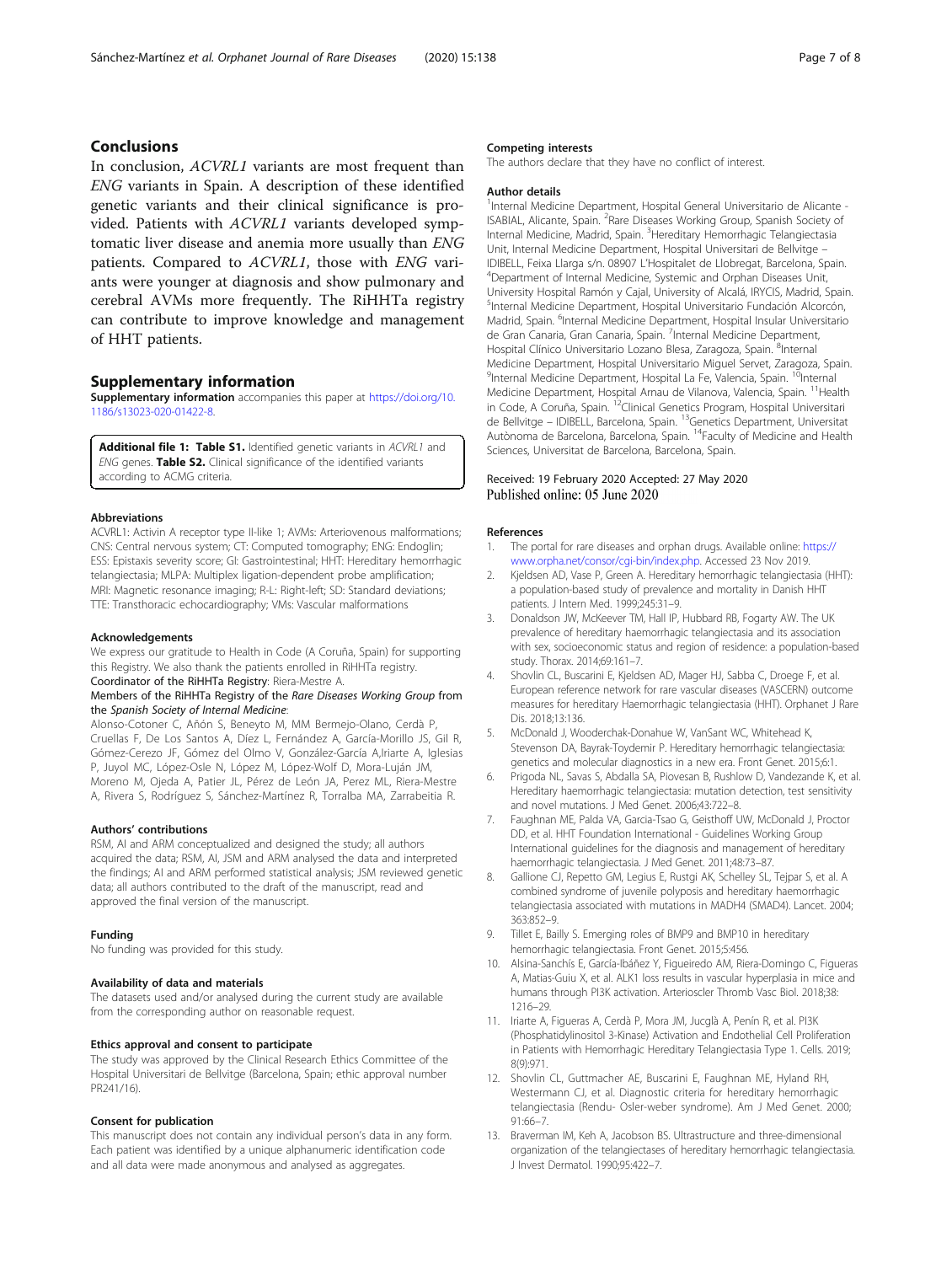## Conclusions

In conclusion, *ACVRL1* variants are most frequent than *ENG* variants in Spain. A description of these identified genetic variants and their clinical significance is provided. Patients with *ACVRL1* variants developed symptomatic liver disease and anemia more usually than *ENG* patients. Compared to *ACVRL1*, those with *ENG* variants were younger at diagnosis and show pulmonary and cerebral AVMs more frequently. The RiHHTa registry can contribute to improve knowledge and management of HHT patients.

## Supplementary information

**Supplementary information** accompanies this paper at https://doi.org/10.1186/s13023-020-01422-8.

**Additional file 1: Table S1.** Identified genetic variants in *ACVRL1* and *ENG* genes. **Table S2.** Clinical significance of the identified variants according to ACMG criteria.

### Abbreviations

ACVRL1: Activin A receptor type II-like 1; AVMs: Arteriovenous malformations; CNS: Central nervous system; CT: Computed tomography; ENG: Endoglin; ESS: Epistaxis severity score; GI: Gastrointestinal; HHT: Hereditary hemorrhagic telangiectasia; MLPA: Multiplex ligation-dependent probe amplification; MRI: Magnetic resonance imaging; R-L: Right-left; SD: Standard deviations; TTE: Transthoracic echocardiography; VMs: Vascular malformations

### Acknowledgements

We express our gratitude to Health in Code (A Coruña, Spain) for supporting this Registry. We also thank the patients enrolled in RiHHTa registry.

Coordinator of the RiHHTa Registry: Riera-Mestre A.

Members of the RiHHTa Registry of the *Rare Diseases Working Group* from the *Spanish Society of Internal Medicine*:

Alonso-Cotoner C, Añón S, Beneyto M, MM Bermejo-Olano, Cerdà P, Cruellas F, De Los Santos A, Díez L, Fernández A, García-Morillo JS, Gil R, Gómez-Cerezo JF, Gómez del Olmo V, González-García A,Iriarte A, Iglesias P, Juyol MC, López-Osle N, López M, López-Wolf D, Mora-Luján JM, Moreno M, Ojeda A, Patier JL, Pérez de León JA, Perez ML, Riera-Mestre A, Rivera S, Rodríguez S, Sánchez-Martínez R, Torralba MA, Zarrabeitia R.

### Authors' contributions

RSM, AI and ARM conceptualized and designed the study; all authors acquired the data; RSM, AI, JSM and ARM analysed the data and interpreted the findings; AI and ARM performed statistical analysis; JSM reviewed genetic data; all authors contributed to the draft of the manuscript, read and approved the final version of the manuscript.

### Funding

No funding was provided for this study.

### Availability of data and materials

The datasets used and/or analysed during the current study are available from the corresponding author on reasonable request.

### Ethics approval and consent to participate

The study was approved by the Clinical Research Ethics Committee of the Hospital Universitari de Bellvitge (Barcelona, Spain; ethic approval number PR241/16).

### Consent for publication

This manuscript does not contain any individual person's data in any form. Each patient was identified by a unique alphanumeric identification code and all data were made anonymous and analysed as aggregates.

### Competing interests

The authors declare that they have no conflict of interest.

### Author details

[1]Internal Medicine Department, Hospital General Universitario de Alicante - ISABIAL, Alicante, Spain. [2]Rare Diseases Working Group, Spanish Society of Internal Medicine, Madrid, Spain. [3]Hereditary Hemorrhagic Telangiectasia Unit, Internal Medicine Department, Hospital Universitari de Bellvitge – IDIBELL, Feixa Llarga s/n. 08907 L'Hospitalet de Llobregat, Barcelona, Spain. [4]Department of Internal Medicine, Systemic and Orphan Diseases Unit, University Hospital Ramón y Cajal, University of Alcalá, IRYCIS, Madrid, Spain. [5]Internal Medicine Department, Hospital Universitario Fundación Alcorcón, Madrid, Spain. [6]Internal Medicine Department, Hospital Insular Universitario de Gran Canaria, Gran Canaria, Spain. [7]Internal Medicine Department, Hospital Clínico Universitario Lozano Blesa, Zaragoza, Spain. [8]Internal Medicine Department, Hospital Universitario Miguel Servet, Zaragoza, Spain. [9]Internal Medicine Department, Hospital La Fe, Valencia, Spain. [10]Internal Medicine Department, Hospital Arnau de Vilanova, Valencia, Spain. [11]Health in Code, A Coruña, Spain. [12]Clinical Genetics Program, Hospital Universitari de Bellvitge – IDIBELL, Barcelona, Spain. [13]Genetics Department, Universitat Autònoma de Barcelona, Barcelona, Spain. [14]Faculty of Medicine and Health Sciences, Universitat de Barcelona, Barcelona, Spain.

Received: 19 February 2020 Accepted: 27 May 2020
Published online: 05 June 2020

### References

1. The portal for rare diseases and orphan drugs. Available online: https://www.orpha.net/consor/cgi-bin/index.php. Accessed 23 Nov 2019.
2. Kjeldsen AD, Vase P, Green A. Hereditary hemorrhagic telangiectasia (HHT): a population-based study of prevalence and mortality in Danish HHT patients. J Intern Med. 1999;245:31–9.
3. Donaldson JW, McKeever TM, Hall IP, Hubbard RB, Fogarty AW. The UK prevalence of hereditary haemorrhagic telangiectasia and its association with sex, socioeconomic status and region of residence: a population-based study. Thorax. 2014;69:161–7.
4. Shovlin CL, Buscarini E, Kjeldsen AD, Mager HJ, Sabba C, Droege F, et al. European reference network for rare vascular diseases (VASCERN) outcome measures for hereditary Haemorrhagic telangiectasia (HHT). Orphanet J Rare Dis. 2018;13:136.
5. McDonald J, Wooderchak-Donahue W, VanSant WC, Whitehead K, Stevenson DA, Bayrak-Toydemir P. Hereditary hemorrhagic telangiectasia: genetics and molecular diagnostics in a new era. Front Genet. 2015;6:1.
6. Prigoda NL, Savas S, Abdalla SA, Piovesan B, Rushlow D, Vandezande K, et al. Hereditary haemorrhagic telangiectasia: mutation detection, test sensitivity and novel mutations. J Med Genet. 2006;43:722–8.
7. Faughnan ME, Palda VA, Garcia-Tsao G, Geisthoff UW, McDonald J, Proctor DD, et al. HHT Foundation International - Guidelines Working Group International guidelines for the diagnosis and management of hereditary haemorrhagic telangiectasia. J Med Genet. 2011;48:73–87.
8. Gallione CJ, Repetto GM, Legius E, Rustgi AK, Schelley SL, Tejpar S, et al. A combined syndrome of juvenile polyposis and hereditary haemorrhagic telangiectasia associated with mutations in MADH4 (SMAD4). Lancet. 2004;363:852–9.
9. Tillet E, Bailly S. Emerging roles of BMP9 and BMP10 in hereditary hemorrhagic telangiectasia. Front Genet. 2015;5:456.
10. Alsina-Sanchís E, García-Ibáñez Y, Figueiredo AM, Riera-Domingo C, Figueras A, Matias-Guiu X, et al. ALK1 loss results in vascular hyperplasia in mice and humans through PI3K activation. Arterioscler Thromb Vasc Biol. 2018;38:1216–29.
11. Iriarte A, Figueras A, Cerdà P, Mora JM, Jucglà A, Penín R, et al. PI3K (Phosphatidylinositol 3-Kinase) Activation and Endothelial Cell Proliferation in Patients with Hemorrhagic Hereditary Telangiectasia Type 1. Cells. 2019;8(9):971.
12. Shovlin CL, Guttmacher AE, Buscarini E, Faughnan ME, Hyland RH, Westermann CJ, et al. Diagnostic criteria for hereditary hemorrhagic telangiectasia (Rendu- Osler-weber syndrome). Am J Med Genet. 2000;91:66–7.
13. Braverman IM, Keh A, Jacobson BS. Ultrastructure and three-dimensional organization of the telangiectases of hereditary hemorrhagic telangiectasia. J Invest Dermatol. 1990;95:422–7.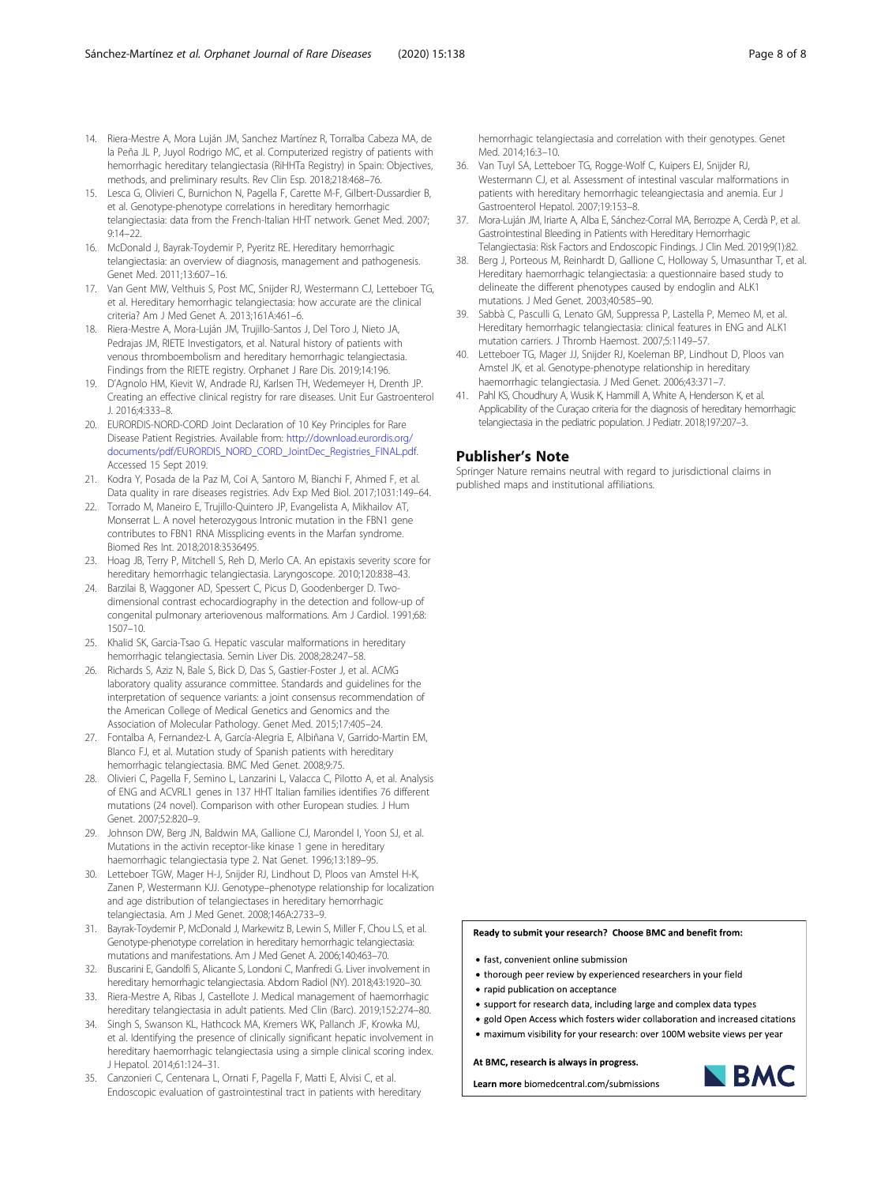14. Riera-Mestre A, Mora Luján JM, Sanchez Martínez R, Torralba Cabeza MA, de la Peña JL P, Juyol Rodrigo MC, et al. Computerized registry of patients with hemorrhagic hereditary telangiectasia (RiHHTa Registry) in Spain: Objectives, methods, and preliminary results. Rev Clin Esp. 2018;218:468–76.
15. Lesca G, Olivieri C, Burnichon N, Pagella F, Carette M-F, Gilbert-Dussardier B, et al. Genotype-phenotype correlations in hereditary hemorrhagic telangiectasia: data from the French-Italian HHT network. Genet Med. 2007; 9:14–22.
16. McDonald J, Bayrak-Toydemir P, Pyeritz RE. Hereditary hemorrhagic telangiectasia: an overview of diagnosis, management and pathogenesis. Genet Med. 2011;13:607–16.
17. Van Gent MW, Velthuis S, Post MC, Snijder RJ, Westermann CJ, Letteboer TG, et al. Hereditary hemorrhagic telangiectasia: how accurate are the clinical criteria? Am J Med Genet A. 2013;161A:461–6.
18. Riera-Mestre A, Mora-Luján JM, Trujillo-Santos J, Del Toro J, Nieto JA, Pedrajas JM, RIETE Investigators, et al. Natural history of patients with venous thromboembolism and hereditary hemorrhagic telangiectasia. Findings from the RIETE registry. Orphanet J Rare Dis. 2019;14:196.
19. D'Agnolo HM, Kievit W, Andrade RJ, Karlsen TH, Wedemeyer H, Drenth JP. Creating an effective clinical registry for rare diseases. Unit Eur Gastroenterol J. 2016;4:333–8.
20. EURORDIS-NORD-CORD Joint Declaration of 10 Key Principles for Rare Disease Patient Registries. Available from: http://download.eurordis.org/documents/pdf/EURORDIS_NORD_CORD_JointDec_Registries_FINAL.pdf. Accessed 15 Sept 2019.
21. Kodra Y, Posada de la Paz M, Coi A, Santoro M, Bianchi F, Ahmed F, et al. Data quality in rare diseases registries. Adv Exp Med Biol. 2017;1031:149–64.
22. Torrado M, Maneiro E, Trujillo-Quintero JP, Evangelista A, Mikhailov AT, Monserrat L. A novel heterozygous Intronic mutation in the FBN1 gene contributes to FBN1 RNA Missplicing events in the Marfan syndrome. Biomed Res Int. 2018;2018:3536495.
23. Hoag JB, Terry P, Mitchell S, Reh D, Merlo CA. An epistaxis severity score for hereditary hemorrhagic telangiectasia. Laryngoscope. 2010;120:838–43.
24. Barzilai B, Waggoner AD, Spessert C, Picus D, Goodenberger D. Two-dimensional contrast echocardiography in the detection and follow-up of congenital pulmonary arteriovenous malformations. Am J Cardiol. 1991;68: 1507–10.
25. Khalid SK, Garcia-Tsao G. Hepatic vascular malformations in hereditary hemorrhagic telangiectasia. Semin Liver Dis. 2008;28:247–58.
26. Richards S, Aziz N, Bale S, Bick D, Das S, Gastier-Foster J, et al. ACMG laboratory quality assurance committee. Standards and guidelines for the interpretation of sequence variants: a joint consensus recommendation of the American College of Medical Genetics and Genomics and the Association of Molecular Pathology. Genet Med. 2015;17:405–24.
27. Fontalba A, Fernandez-L A, García-Alegria E, Albiñana V, Garrido-Martin EM, Blanco FJ, et al. Mutation study of Spanish patients with hereditary hemorrhagic telangiectasia. BMC Med Genet. 2008;9:75.
28. Olivieri C, Pagella F, Semino L, Lanzarini L, Valacca C, Pilotto A, et al. Analysis of ENG and ACVRL1 genes in 137 HHT Italian families identifies 76 different mutations (24 novel). Comparison with other European studies. J Hum Genet. 2007;52:820–9.
29. Johnson DW, Berg JN, Baldwin MA, Gallione CJ, Marondel I, Yoon SJ, et al. Mutations in the activin receptor-like kinase 1 gene in hereditary haemorrhagic telangiectasia type 2. Nat Genet. 1996;13:189–95.
30. Letteboer TGW, Mager H-J, Snijder RJ, Lindhout D, Ploos van Amstel H-K, Zanen P, Westermann KJJ. Genotype–phenotype relationship for localization and age distribution of telangiectases in hereditary hemorrhagic telangiectasia. Am J Med Genet. 2008;146A:2733–9.
31. Bayrak-Toydemir P, McDonald J, Markewitz B, Lewin S, Miller F, Chou LS, et al. Genotype-phenotype correlation in hereditary hemorrhagic telangiectasia: mutations and manifestations. Am J Med Genet A. 2006;140:463–70.
32. Buscarini E, Gandolfi S, Alicante S, Londoni C, Manfredi G. Liver involvement in hereditary hemorrhagic telangiectasia. Abdom Radiol (NY). 2018;43:1920–30.
33. Riera-Mestre A, Ribas J, Castellote J. Medical management of haemorrhagic hereditary telangiectasia in adult patients. Med Clin (Barc). 2019;152:274–80.
34. Singh S, Swanson KL, Hathcock MA, Kremers WK, Pallanch JF, Krowka MJ, et al. Identifying the presence of clinically significant hepatic involvement in hereditary haemorrhagic telangiectasia using a simple clinical scoring index. J Hepatol. 2014;61:124–31.
35. Canzonieri C, Centenara L, Ornati F, Pagella F, Matti E, Alvisi C, et al. Endoscopic evaluation of gastrointestinal tract in patients with hereditary hemorrhagic telangiectasia and correlation with their genotypes. Genet Med. 2014;16:3–10.
36. Van Tuyl SA, Letteboer TG, Rogge-Wolf C, Kuipers EJ, Snijder RJ, Westermann CJ, et al. Assessment of intestinal vascular malformations in patients with hereditary hemorrhagic teleangiectasia and anemia. Eur J Gastroenterol Hepatol. 2007;19:153–8.
37. Mora-Luján JM, Iriarte A, Alba E, Sánchez-Corral MA, Berrozpe A, Cerdà P, et al. Gastrointestinal Bleeding in Patients with Hereditary Hemorrhagic Telangiectasia: Risk Factors and Endoscopic Findings. J Clin Med. 2019;9(1):82.
38. Berg J, Porteous M, Reinhardt D, Gallione C, Holloway S, Umasunthar T, et al. Hereditary haemorrhagic telangiectasia: a questionnaire based study to delineate the different phenotypes caused by endoglin and ALK1 mutations. J Med Genet. 2003;40:585–90.
39. Sabbà C, Pasculli G, Lenato GM, Suppressa P, Lastella P, Memeo M, et al. Hereditary hemorrhagic telangiectasia: clinical features in ENG and ALK1 mutation carriers. J Thromb Haemost. 2007;5:1149–57.
40. Letteboer TG, Mager JJ, Snijder RJ, Koeleman BP, Lindhout D, Ploos van Amstel JK, et al. Genotype-phenotype relationship in hereditary haemorrhagic telangiectasia. J Med Genet. 2006;43:371–7.
41. Pahl KS, Choudhury A, Wusik K, Hammill A, White A, Henderson K, et al. Applicability of the Curaçao criteria for the diagnosis of hereditary hemorrhagic telangiectasia in the pediatric population. J Pediatr. 2018;197:207–3.

## Publisher's Note

Springer Nature remains neutral with regard to jurisdictional claims in published maps and institutional affiliations.

**Ready to submit your research? Choose BMC and benefit from:**

- fast, convenient online submission
- thorough peer review by experienced researchers in your field
- rapid publication on acceptance
- support for research data, including large and complex data types
- gold Open Access which fosters wider collaboration and increased citations
- maximum visibility for your research: over 100M website views per year

**At BMC, research is always in progress.**

**Learn more** biomedcentral.com/submissions

BMC